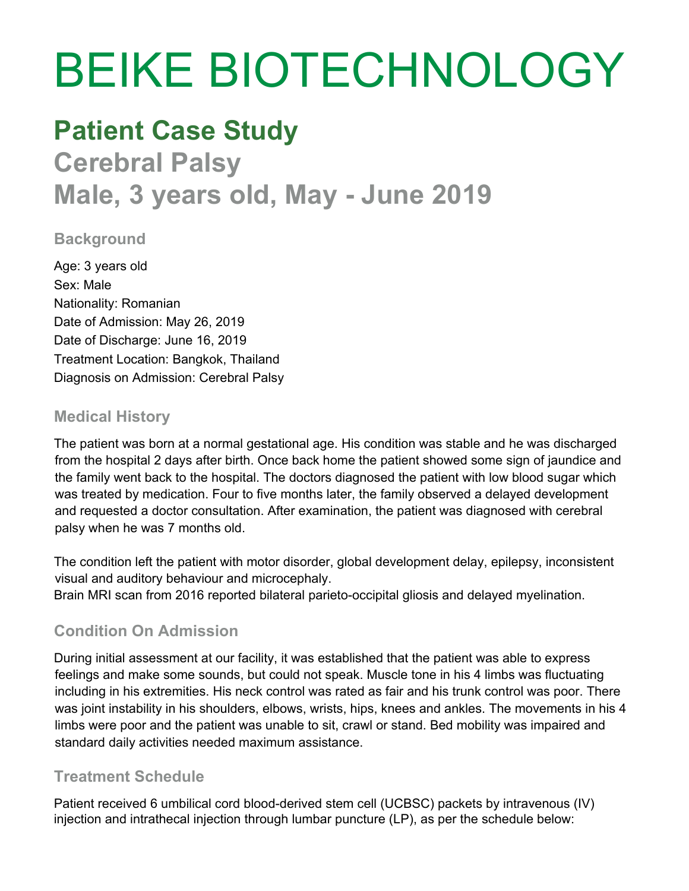# BEIKE BIOTECHNOLOGY

## Patient Case Study

## Cerebral Palsy

## Male, 3 years old, May - June 2019

### Background

Age: 3 years old
Sex: Male
Nationality: Romanian
Date of Admission: May 26, 2019
Date of Discharge: June 16, 2019
Treatment Location: Bangkok, Thailand
Diagnosis on Admission: Cerebral Palsy

### Medical History

The patient was born at a normal gestational age. His condition was stable and he was discharged from the hospital 2 days after birth. Once back home the patient showed some sign of jaundice and the family went back to the hospital. The doctors diagnosed the patient with low blood sugar which was treated by medication. Four to five months later, the family observed a delayed development and requested a doctor consultation. After examination, the patient was diagnosed with cerebral palsy when he was 7 months old.

The condition left the patient with motor disorder, global development delay, epilepsy, inconsistent visual and auditory behaviour and microcephaly.
Brain MRI scan from 2016 reported bilateral parieto-occipital gliosis and delayed myelination.

### Condition On Admission

During initial assessment at our facility, it was established that the patient was able to express feelings and make some sounds, but could not speak. Muscle tone in his 4 limbs was fluctuating including in his extremities. His neck control was rated as fair and his trunk control was poor. There was joint instability in his shoulders, elbows, wrists, hips, knees and ankles. The movements in his 4 limbs were poor and the patient was unable to sit, crawl or stand. Bed mobility was impaired and standard daily activities needed maximum assistance.

### Treatment Schedule

Patient received 6 umbilical cord blood-derived stem cell (UCBSC) packets by intravenous (IV) injection and intrathecal injection through lumbar puncture (LP), as per the schedule below: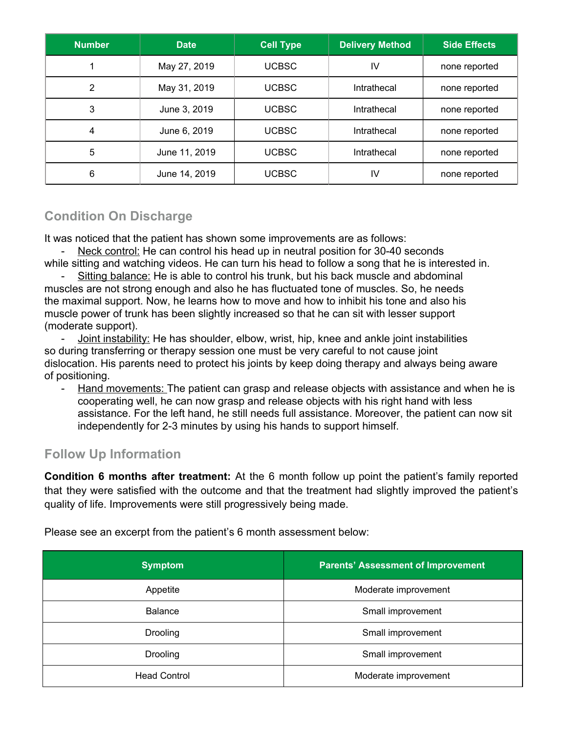| Number | Date | Cell Type | Delivery Method | Side Effects |
|---|---|---|---|---|
| 1 | May 27, 2019 | UCBSC | IV | none reported |
| 2 | May 31, 2019 | UCBSC | Intrathecal | none reported |
| 3 | June 3, 2019 | UCBSC | Intrathecal | none reported |
| 4 | June 6, 2019 | UCBSC | Intrathecal | none reported |
| 5 | June 11, 2019 | UCBSC | Intrathecal | none reported |
| 6 | June 14, 2019 | UCBSC | IV | none reported |

## Condition On Discharge

It was noticed that the patient has shown some improvements are as follows:

- Neck control: He can control his head up in neutral position for 30-40 seconds while sitting and watching videos. He can turn his head to follow a song that he is interested in.
- Sitting balance: He is able to control his trunk, but his back muscle and abdominal muscles are not strong enough and also he has fluctuated tone of muscles. So, he needs the maximal support. Now, he learns how to move and how to inhibit his tone and also his muscle power of trunk has been slightly increased so that he can sit with lesser support (moderate support).
- Joint instability: He has shoulder, elbow, wrist, hip, knee and ankle joint instabilities so during transferring or therapy session one must be very careful to not cause joint dislocation. His parents need to protect his joints by keep doing therapy and always being aware of positioning.
- Hand movements: The patient can grasp and release objects with assistance and when he is cooperating well, he can now grasp and release objects with his right hand with less assistance. For the left hand, he still needs full assistance. Moreover, the patient can now sit independently for 2-3 minutes by using his hands to support himself.

## Follow Up Information

**Condition 6 months after treatment:** At the 6 month follow up point the patient's family reported that they were satisfied with the outcome and that the treatment had slightly improved the patient's quality of life. Improvements were still progressively being made.

Please see an excerpt from the patient's 6 month assessment below:

| Symptom | Parents' Assessment of Improvement |
|---|---|
| Appetite | Moderate improvement |
| Balance | Small improvement |
| Drooling | Small improvement |
| Drooling | Small improvement |
| Head Control | Moderate improvement |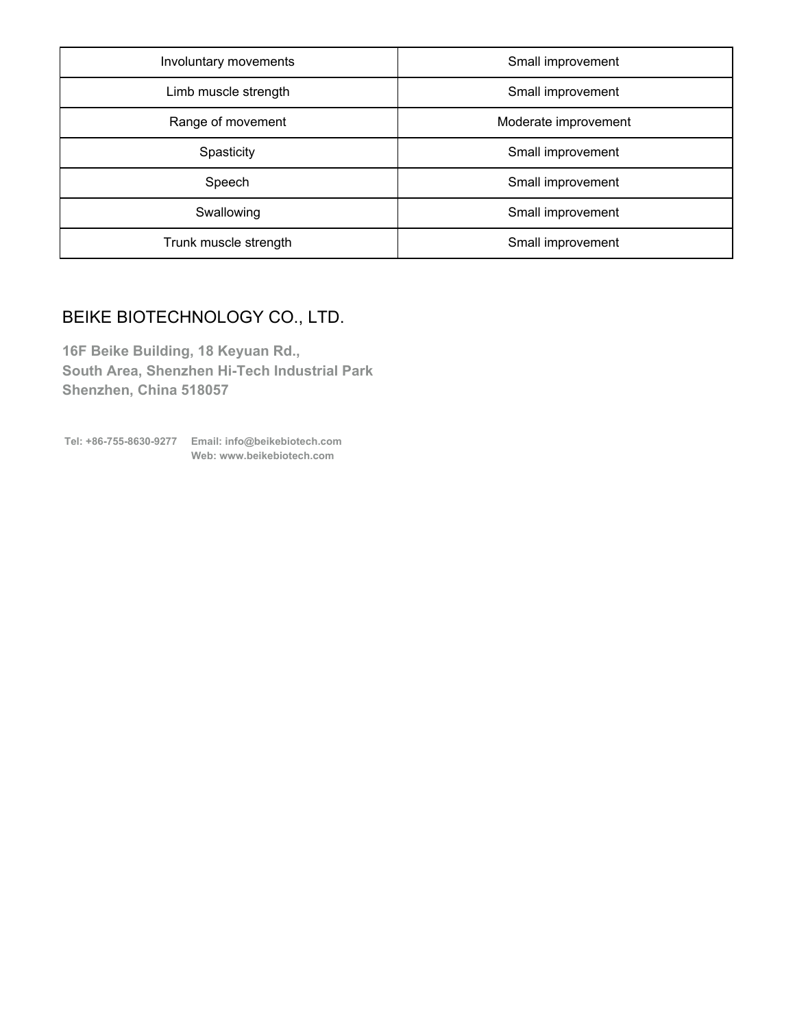| | |
|---|---|
| Involuntary movements | Small improvement |
| Limb muscle strength | Small improvement |
| Range of movement | Moderate improvement |
| Spasticity | Small improvement |
| Speech | Small improvement |
| Swallowing | Small improvement |
| Trunk muscle strength | Small improvement |

BEIKE BIOTECHNOLOGY CO., LTD.

**16F Beike Building, 18 Keyuan Rd.,**
**South Area, Shenzhen Hi-Tech Industrial Park**
**Shenzhen, China 518057**

**Tel: +86-755-8630-9277** **Email: info@beikebiotech.com**
**Web: www.beikebiotech.com**